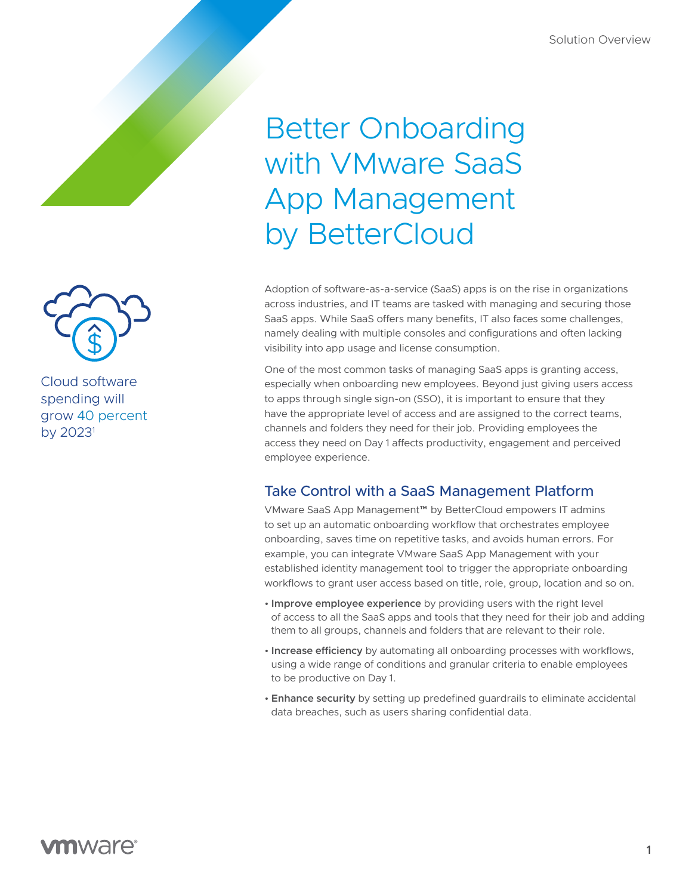Solution Overview

# Better Onboarding with VMware SaaS App Management by BetterCloud

Cloud software spending will grow 40 percent by 2023[1]

Adoption of software-as-a-service (SaaS) apps is on the rise in organizations across industries, and IT teams are tasked with managing and securing those SaaS apps. While SaaS offers many benefits, IT also faces some challenges, namely dealing with multiple consoles and configurations and often lacking visibility into app usage and license consumption.

One of the most common tasks of managing SaaS apps is granting access, especially when onboarding new employees. Beyond just giving users access to apps through single sign-on (SSO), it is important to ensure that they have the appropriate level of access and are assigned to the correct teams, channels and folders they need for their job. Providing employees the access they need on Day 1 affects productivity, engagement and perceived employee experience.

## Take Control with a SaaS Management Platform

VMware SaaS App Management™ by BetterCloud empowers IT admins to set up an automatic onboarding workflow that orchestrates employee onboarding, saves time on repetitive tasks, and avoids human errors. For example, you can integrate VMware SaaS App Management with your established identity management tool to trigger the appropriate onboarding workflows to grant user access based on title, role, group, location and so on.

- **Improve employee experience** by providing users with the right level of access to all the SaaS apps and tools that they need for their job and adding them to all groups, channels and folders that are relevant to their role.
- **Increase efficiency** by automating all onboarding processes with workflows, using a wide range of conditions and granular criteria to enable employees to be productive on Day 1.
- **Enhance security** by setting up predefined guardrails to eliminate accidental data breaches, such as users sharing confidential data.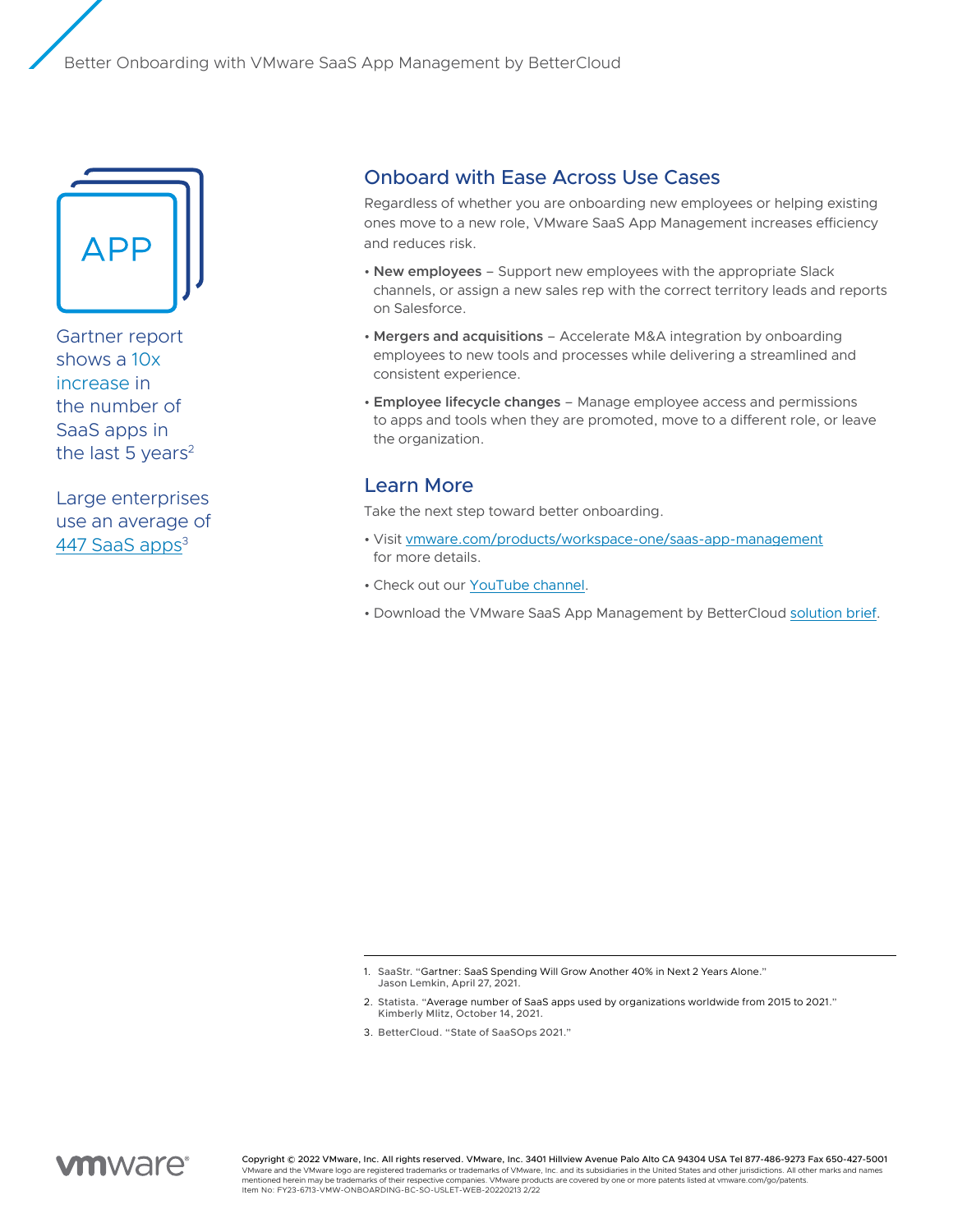APP

Gartner report shows a 10x increase in the number of SaaS apps in the last 5 years[2]

Large enterprises use an average of 447 SaaS apps[3]

## Onboard with Ease Across Use Cases

Regardless of whether you are onboarding new employees or helping existing ones move to a new role, VMware SaaS App Management increases efficiency and reduces risk.

- **New employees** – Support new employees with the appropriate Slack channels, or assign a new sales rep with the correct territory leads and reports on Salesforce.
- **Mergers and acquisitions** – Accelerate M&A integration by onboarding employees to new tools and processes while delivering a streamlined and consistent experience.
- **Employee lifecycle changes** – Manage employee access and permissions to apps and tools when they are promoted, move to a different role, or leave the organization.

## Learn More

Take the next step toward better onboarding.

- Visit vmware.com/products/workspace-one/saas-app-management for more details.
- Check out our YouTube channel.
- Download the VMware SaaS App Management by BetterCloud solution brief.

1. SaaStr. "Gartner: SaaS Spending Will Grow Another 40% in Next 2 Years Alone." Jason Lemkin, April 27, 2021.
2. Statista. "Average number of SaaS apps used by organizations worldwide from 2015 to 2021." Kimberly Mlitz, October 14, 2021.
3. BetterCloud. "State of SaaSOps 2021."

vmware®

Copyright © 2022 VMware, Inc. All rights reserved. VMware, Inc. 3401 Hillview Avenue Palo Alto CA 94304 USA Tel 877-486-9273 Fax 650-427-5001
VMware and the VMware logo are registered trademarks or trademarks of VMware, Inc. and its subsidiaries in the United States and other jurisdictions. All other marks and names mentioned herein may be trademarks of their respective companies. VMware products are covered by one or more patents listed at vmware.com/go/patents.
Item No: FY23-6713-VMW-ONBOARDING-BC-SO-USLET-WEB-20220213 2/22